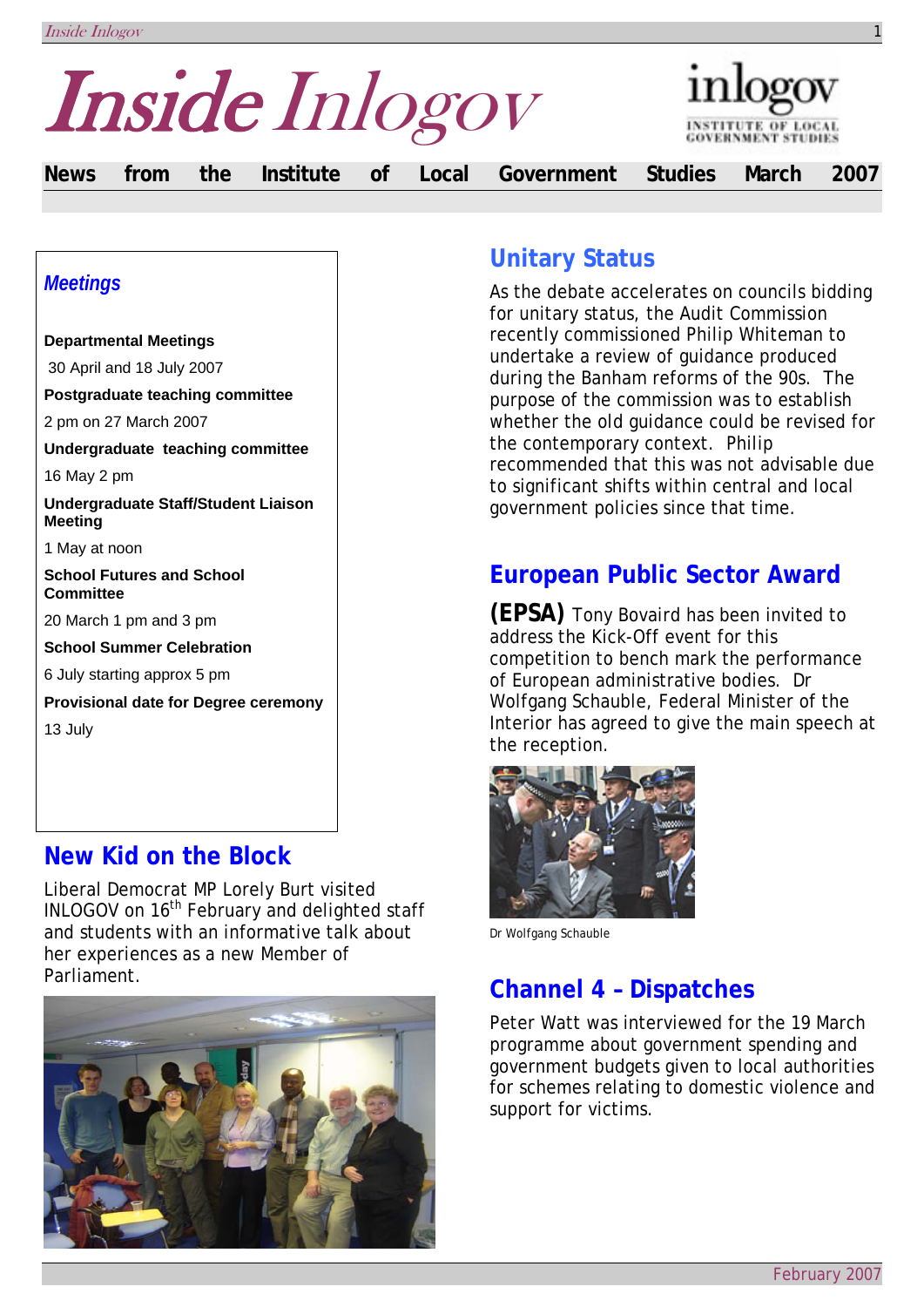# Inside Inlogov

**News from the Institute of Local Government Studies March 2007**

### *Meetings*

**Departmental Meetings**

30 April and 18 July 2007

**Postgraduate teaching committee**

2 pm on 27 March 2007

**Undergraduate teaching committee**

16 May 2 pm

**Undergraduate Staff/Student Liaison Meeting**

1 May at noon

**School Futures and School Committee**

20 March 1 pm and 3 pm

**School Summer Celebration**

6 July starting approx 5 pm

**Provisional date for Degree ceremony**

13 July

## New Kid on the Block

Liberal Democrat MP Lorely Burt visited INLOGOV on 16th February and delighted staff and students with an informative talk about her experiences as a new Member of Parliament.

## Unitary Status

As the debate accelerates on councils bidding for unitary status, the Audit Commission recently commissioned Philip Whiteman to undertake a review of guidance produced during the Banham reforms of the 90s. The purpose of the commission was to establish whether the old guidance could be revised for the contemporary context. Philip recommended that this was not advisable due to significant shifts within central and local government policies since that time.

## European Public Sector Award

**(EPSA)** Tony Bovaird has been invited to address the Kick-Off event for this competition to bench mark the performance of European administrative bodies. Dr Wolfgang Schauble, Federal Minister of the Interior has agreed to give the main speech at the reception.

Dr Wolfgang Schauble

## Channel 4 – Dispatches

Peter Watt was interviewed for the 19 March programme about government spending and government budgets given to local authorities for schemes relating to domestic violence and support for victims.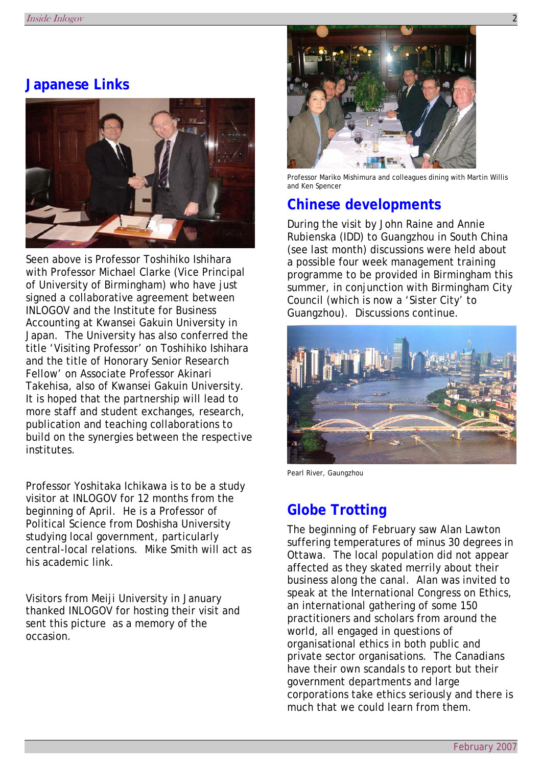## Japanese Links

Seen above is Professor Toshihiko Ishihara with Professor Michael Clarke (Vice Principal of University of Birmingham) who have just signed a collaborative agreement between INLOGOV and the Institute for Business Accounting at Kwansei Gakuin University in Japan. The University has also conferred the title 'Visiting Professor' on Toshihiko Ishihara and the title of Honorary Senior Research Fellow' on Associate Professor Akinari Takehisa, also of Kwansei Gakuin University. It is hoped that the partnership will lead to more staff and student exchanges, research, publication and teaching collaborations to build on the synergies between the respective institutes.

Professor Yoshitaka Ichikawa is to be a study visitor at INLOGOV for 12 months from the beginning of April. He is a Professor of Political Science from Doshisha University studying local government, particularly central-local relations. Mike Smith will act as his academic link.

Visitors from Meiji University in January thanked INLOGOV for hosting their visit and sent this picture as a memory of the occasion.

Professor Mariko Mishimura and colleagues dining with Martin Willis and Ken Spencer

## Chinese developments

During the visit by John Raine and Annie Rubienska (IDD) to Guangzhou in South China (see last month) discussions were held about a possible four week management training programme to be provided in Birmingham this summer, in conjunction with Birmingham City Council (which is now a 'Sister City' to Guangzhou). Discussions continue.

Pearl River, Gaungzhou

## Globe Trotting

The beginning of February saw Alan Lawton suffering temperatures of minus 30 degrees in Ottawa. The local population did not appear affected as they skated merrily about their business along the canal. Alan was invited to speak at the International Congress on Ethics, an international gathering of some 150 practitioners and scholars from around the world, all engaged in questions of organisational ethics in both public and private sector organisations. The Canadians have their own scandals to report but their government departments and large corporations take ethics seriously and there is much that we could learn from them.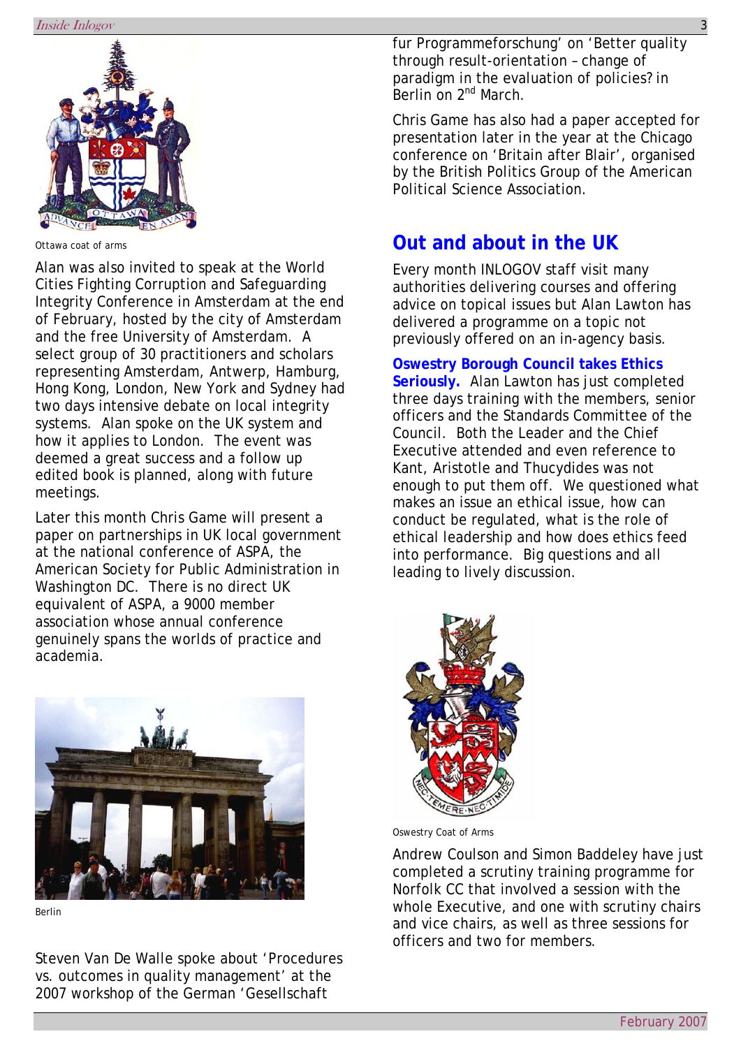Ottawa coat of arms

Alan was also invited to speak at the World Cities Fighting Corruption and Safeguarding Integrity Conference in Amsterdam at the end of February, hosted by the city of Amsterdam and the free University of Amsterdam. A select group of 30 practitioners and scholars representing Amsterdam, Antwerp, Hamburg, Hong Kong, London, New York and Sydney had two days intensive debate on local integrity systems. Alan spoke on the UK system and how it applies to London. The event was deemed a great success and a follow up edited book is planned, along with future meetings.

Later this month Chris Game will present a paper on partnerships in UK local government at the national conference of ASPA, the American Society for Public Administration in Washington DC. There is no direct UK equivalent of ASPA, a 9000 member association whose annual conference genuinely spans the worlds of practice and academia.

Berlin

Steven Van De Walle spoke about 'Procedures vs. outcomes in quality management' at the 2007 workshop of the German 'Gesellschaft fur Programmeforschung' on 'Better quality through result-orientation – change of paradigm in the evaluation of policies? in Berlin on 2nd March.

Chris Game has also had a paper accepted for presentation later in the year at the Chicago conference on 'Britain after Blair', organised by the British Politics Group of the American Political Science Association.

## Out and about in the UK

Every month INLOGOV staff visit many authorities delivering courses and offering advice on topical issues but Alan Lawton has delivered a programme on a topic not previously offered on an in-agency basis.

**Oswestry Borough Council takes Ethics Seriously.** Alan Lawton has just completed three days training with the members, senior officers and the Standards Committee of the Council. Both the Leader and the Chief Executive attended and even reference to Kant, Aristotle and Thucydides was not enough to put them off. We questioned what makes an issue an ethical issue, how can conduct be regulated, what is the role of ethical leadership and how does ethics feed into performance. Big questions and all leading to lively discussion.

Oswestry Coat of Arms

Andrew Coulson and Simon Baddeley have just completed a scrutiny training programme for Norfolk CC that involved a session with the whole Executive, and one with scrutiny chairs and vice chairs, as well as three sessions for officers and two for members.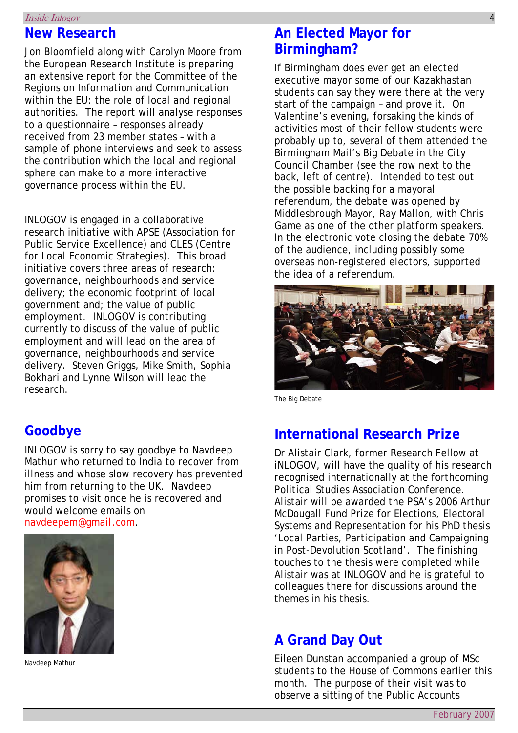## New Research

Jon Bloomfield along with Carolyn Moore from the European Research Institute is preparing an extensive report for the Committee of the Regions on Information and Communication within the EU: the role of local and regional authorities. The report will analyse responses to a questionnaire – responses already received from 23 member states – with a sample of phone interviews and seek to assess the contribution which the local and regional sphere can make to a more interactive governance process within the EU.

INLOGOV is engaged in a collaborative research initiative with APSE (Association for Public Service Excellence) and CLES (Centre for Local Economic Strategies). This broad initiative covers three areas of research: governance, neighbourhoods and service delivery; the economic footprint of local government and; the value of public employment. INLOGOV is contributing currently to discuss of the value of public employment and will lead on the area of governance, neighbourhoods and service delivery. Steven Griggs, Mike Smith, Sophia Bokhari and Lynne Wilson will lead the research.

## Goodbye

INLOGOV is sorry to say goodbye to Navdeep Mathur who returned to India to recover from illness and whose slow recovery has prevented him from returning to the UK. Navdeep promises to visit once he is recovered and would welcome emails on navdeepem@gmail.com.

Navdeep Mathur

## An Elected Mayor for Birmingham?

If Birmingham does ever get an elected executive mayor some of our Kazakhastan students can say they were there at the very start of the campaign – and prove it. On Valentine's evening, forsaking the kinds of activities most of their fellow students were probably up to, several of them attended the Birmingham Mail's Big Debate in the City Council Chamber (see the row next to the back, left of centre). Intended to test out the possible backing for a mayoral referendum, the debate was opened by Middlesbrough Mayor, Ray Mallon, with Chris Game as one of the other platform speakers. In the electronic vote closing the debate 70% of the audience, including possibly some overseas non-registered electors, supported the idea of a referendum.

The Big Debate

## International Research Prize

Dr Alistair Clark, former Research Fellow at iNLOGOV, will have the quality of his research recognised internationally at the forthcoming Political Studies Association Conference. Alistair will be awarded the PSA's 2006 Arthur McDougall Fund Prize for Elections, Electoral Systems and Representation for his PhD thesis 'Local Parties, Participation and Campaigning in Post-Devolution Scotland'. The finishing touches to the thesis were completed while Alistair was at INLOGOV and he is grateful to colleagues there for discussions around the themes in his thesis.

## A Grand Day Out

Eileen Dunstan accompanied a group of MSc students to the House of Commons earlier this month. The purpose of their visit was to observe a sitting of the Public Accounts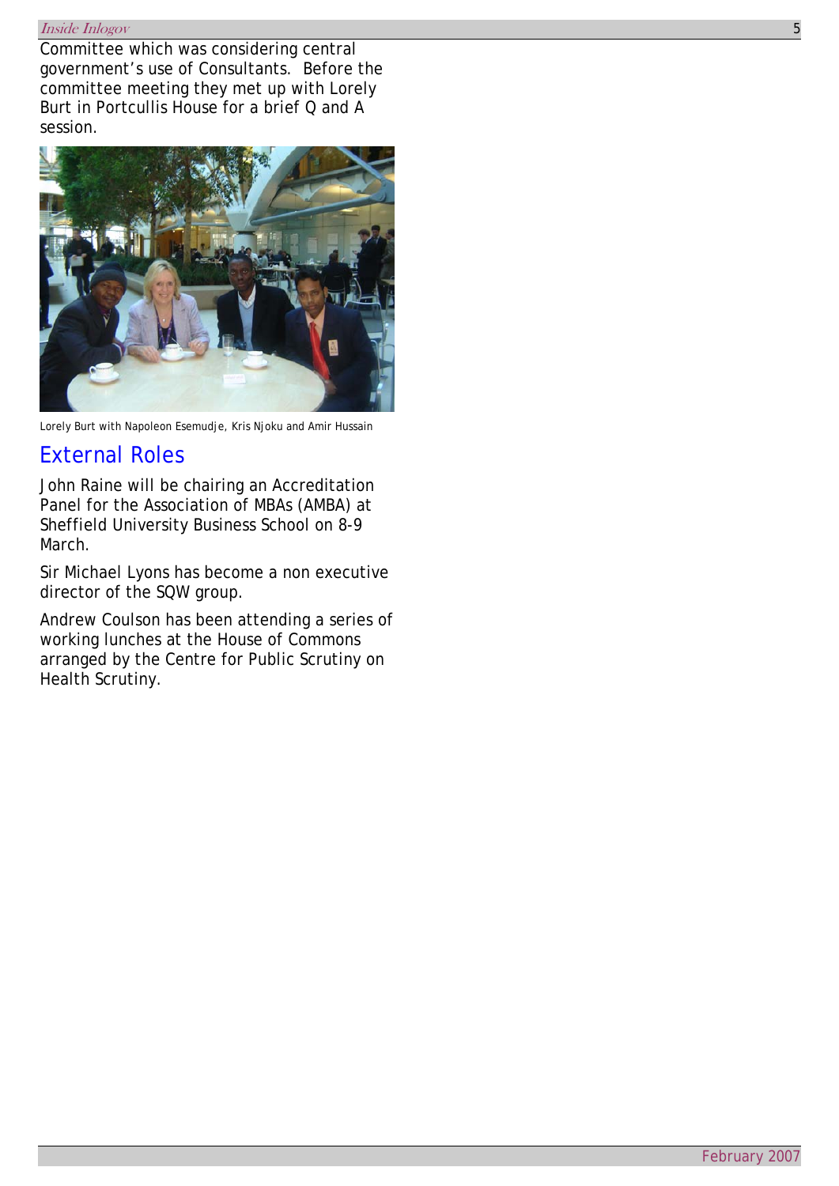Committee which was considering central government's use of Consultants. Before the committee meeting they met up with Lorely Burt in Portcullis House for a brief Q and A session.

Lorely Burt with Napoleon Esemudje, Kris Njoku and Amir Hussain

## External Roles

John Raine will be chairing an Accreditation Panel for the Association of MBAs (AMBA) at Sheffield University Business School on 8-9 March.

Sir Michael Lyons has become a non executive director of the SQW group.

Andrew Coulson has been attending a series of working lunches at the House of Commons arranged by the Centre for Public Scrutiny on Health Scrutiny.